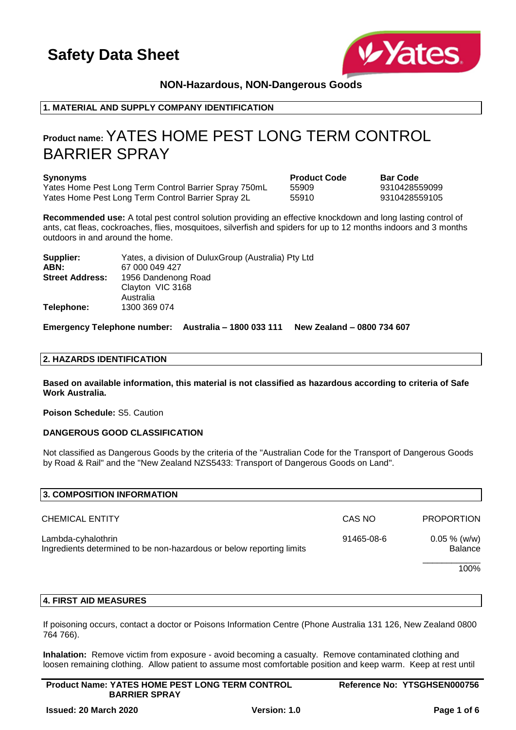# Safety Data Sheet

**NON-Hazardous, NON-Dangerous Goods**

## 1. MATERIAL AND SUPPLY COMPANY IDENTIFICATION

**Product name:** YATES HOME PEST LONG TERM CONTROL BARRIER SPRAY

| Synonyms | Product Code | Bar Code |
|---|---|---|
| Yates Home Pest Long Term Control Barrier Spray 750mL | 55909 | 9310428559099 |
| Yates Home Pest Long Term Control Barrier Spray 2L | 55910 | 9310428559105 |

**Recommended use:** A total pest control solution providing an effective knockdown and long lasting control of ants, cat fleas, cockroaches, flies, mosquitoes, silverfish and spiders for up to 12 months indoors and 3 months outdoors in and around the home.

**Supplier:** Yates, a division of DuluxGroup (Australia) Pty Ltd
**ABN:** 67 000 049 427
**Street Address:** 1956 Dandenong Road
Clayton VIC 3168
Australia
**Telephone:** 1300 369 074

**Emergency Telephone number: Australia – 1800 033 111 New Zealand – 0800 734 607**

## 2. HAZARDS IDENTIFICATION

**Based on available information, this material is not classified as hazardous according to criteria of Safe Work Australia.**

**Poison Schedule:** S5. Caution

**DANGEROUS GOOD CLASSIFICATION**

Not classified as Dangerous Goods by the criteria of the "Australian Code for the Transport of Dangerous Goods by Road & Rail" and the "New Zealand NZS5433: Transport of Dangerous Goods on Land".

## 3. COMPOSITION INFORMATION

| CHEMICAL ENTITY | CAS NO | PROPORTION |
|---|---|---|
| Lambda-cyhalothrin | 91465-08-6 | 0.05 % (w/w) |
| Ingredients determined to be non-hazardous or below reporting limits | | Balance |
| | | 100% |

## 4. FIRST AID MEASURES

If poisoning occurs, contact a doctor or Poisons Information Centre (Phone Australia 131 126, New Zealand 0800 764 766).

**Inhalation:** Remove victim from exposure - avoid becoming a casualty. Remove contaminated clothing and loosen remaining clothing. Allow patient to assume most comfortable position and keep warm. Keep at rest until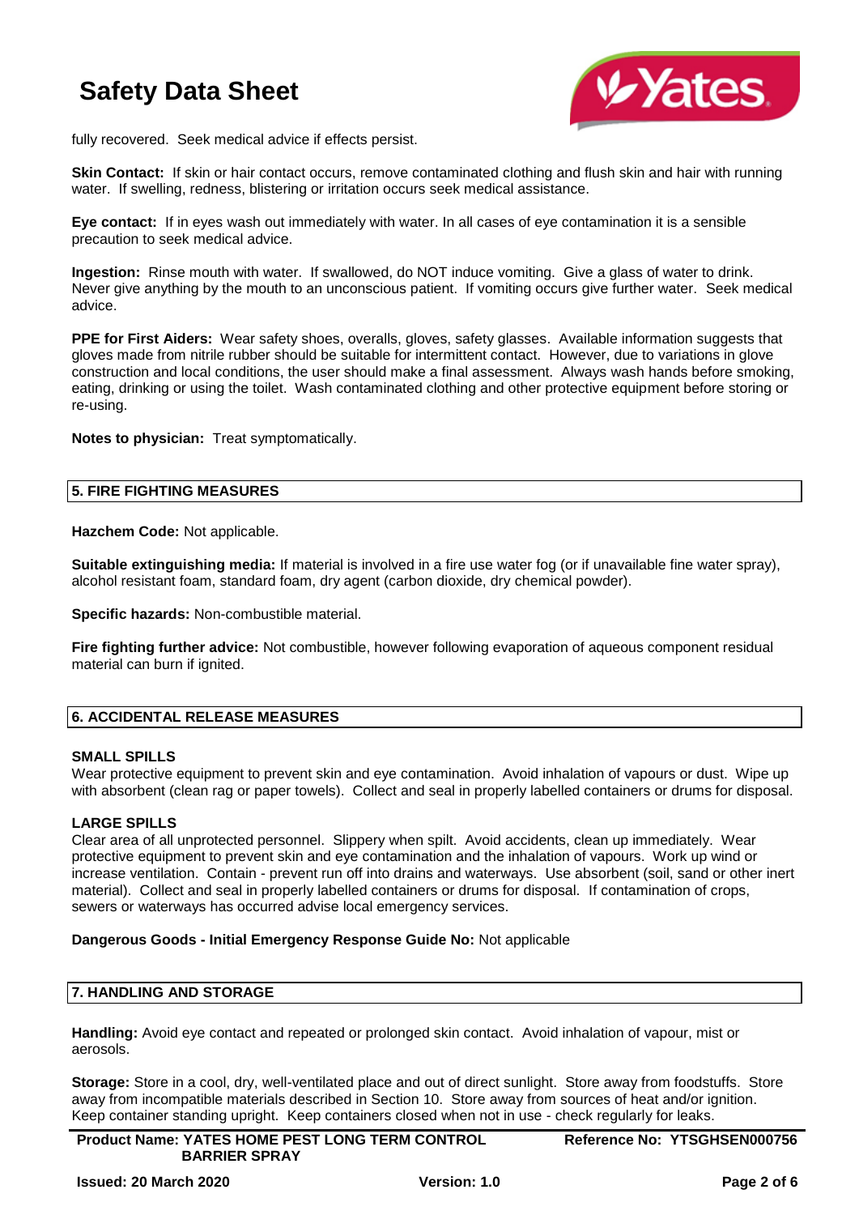fully recovered. Seek medical advice if effects persist.

**Skin Contact:** If skin or hair contact occurs, remove contaminated clothing and flush skin and hair with running water. If swelling, redness, blistering or irritation occurs seek medical assistance.

**Eye contact:** If in eyes wash out immediately with water. In all cases of eye contamination it is a sensible precaution to seek medical advice.

**Ingestion:** Rinse mouth with water. If swallowed, do NOT induce vomiting. Give a glass of water to drink. Never give anything by the mouth to an unconscious patient. If vomiting occurs give further water. Seek medical advice.

**PPE for First Aiders:** Wear safety shoes, overalls, gloves, safety glasses. Available information suggests that gloves made from nitrile rubber should be suitable for intermittent contact. However, due to variations in glove construction and local conditions, the user should make a final assessment. Always wash hands before smoking, eating, drinking or using the toilet. Wash contaminated clothing and other protective equipment before storing or re-using.

**Notes to physician:** Treat symptomatically.

## 5. FIRE FIGHTING MEASURES

**Hazchem Code:** Not applicable.

**Suitable extinguishing media:** If material is involved in a fire use water fog (or if unavailable fine water spray), alcohol resistant foam, standard foam, dry agent (carbon dioxide, dry chemical powder).

**Specific hazards:** Non-combustible material.

**Fire fighting further advice:** Not combustible, however following evaporation of aqueous component residual material can burn if ignited.

## 6. ACCIDENTAL RELEASE MEASURES

### SMALL SPILLS

Wear protective equipment to prevent skin and eye contamination. Avoid inhalation of vapours or dust. Wipe up with absorbent (clean rag or paper towels). Collect and seal in properly labelled containers or drums for disposal.

### LARGE SPILLS

Clear area of all unprotected personnel. Slippery when spilt. Avoid accidents, clean up immediately. Wear protective equipment to prevent skin and eye contamination and the inhalation of vapours. Work up wind or increase ventilation. Contain - prevent run off into drains and waterways. Use absorbent (soil, sand or other inert material). Collect and seal in properly labelled containers or drums for disposal. If contamination of crops, sewers or waterways has occurred advise local emergency services.

**Dangerous Goods - Initial Emergency Response Guide No:** Not applicable

## 7. HANDLING AND STORAGE

**Handling:** Avoid eye contact and repeated or prolonged skin contact. Avoid inhalation of vapour, mist or aerosols.

**Storage:** Store in a cool, dry, well-ventilated place and out of direct sunlight. Store away from foodstuffs. Store away from incompatible materials described in Section 10. Store away from sources of heat and/or ignition. Keep container standing upright. Keep containers closed when not in use - check regularly for leaks.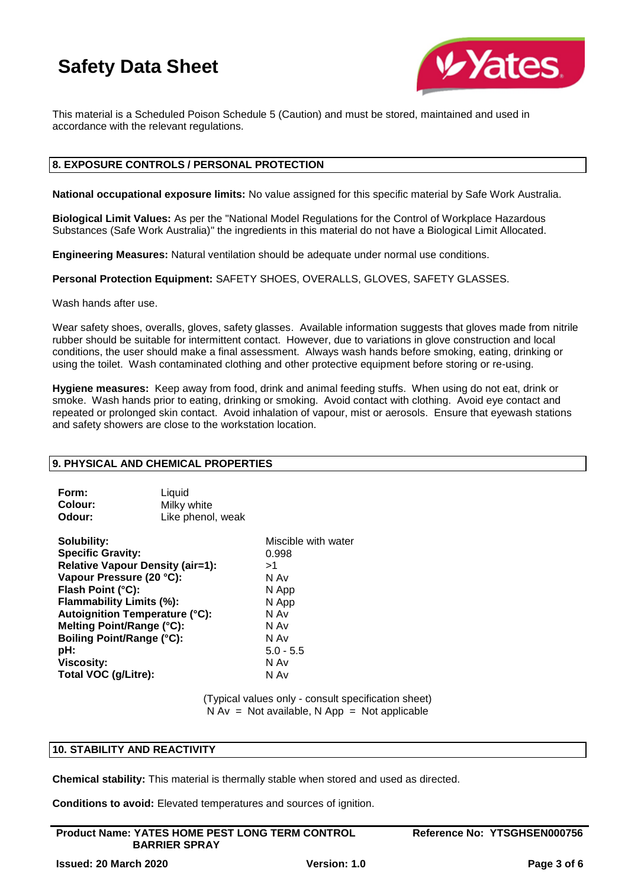This material is a Scheduled Poison Schedule 5 (Caution) and must be stored, maintained and used in accordance with the relevant regulations.

## 8. EXPOSURE CONTROLS / PERSONAL PROTECTION

**National occupational exposure limits:** No value assigned for this specific material by Safe Work Australia.

**Biological Limit Values:** As per the "National Model Regulations for the Control of Workplace Hazardous Substances (Safe Work Australia)" the ingredients in this material do not have a Biological Limit Allocated.

**Engineering Measures:** Natural ventilation should be adequate under normal use conditions.

**Personal Protection Equipment:** SAFETY SHOES, OVERALLS, GLOVES, SAFETY GLASSES.

Wash hands after use.

Wear safety shoes, overalls, gloves, safety glasses. Available information suggests that gloves made from nitrile rubber should be suitable for intermittent contact. However, due to variations in glove construction and local conditions, the user should make a final assessment. Always wash hands before smoking, eating, drinking or using the toilet. Wash contaminated clothing and other protective equipment before storing or re-using.

**Hygiene measures:** Keep away from food, drink and animal feeding stuffs. When using do not eat, drink or smoke. Wash hands prior to eating, drinking or smoking. Avoid contact with clothing. Avoid eye contact and repeated or prolonged skin contact. Avoid inhalation of vapour, mist or aerosols. Ensure that eyewash stations and safety showers are close to the workstation location.

## 9. PHYSICAL AND CHEMICAL PROPERTIES

| | |
|---|---|
| **Form:** | Liquid |
| **Colour:** | Milky white |
| **Odour:** | Like phenol, weak |

| | |
|---|---|
| **Solubility:** | Miscible with water |
| **Specific Gravity:** | 0.998 |
| **Relative Vapour Density (air=1):** | >1 |
| **Vapour Pressure (20 °C):** | N Av |
| **Flash Point (°C):** | N App |
| **Flammability Limits (%):** | N App |
| **Autoignition Temperature (°C):** | N Av |
| **Melting Point/Range (°C):** | N Av |
| **Boiling Point/Range (°C):** | N Av |
| **pH:** | 5.0 - 5.5 |
| **Viscosity:** | N Av |
| **Total VOC (g/Litre):** | N Av |

(Typical values only - consult specification sheet)
N Av = Not available, N App = Not applicable

## 10. STABILITY AND REACTIVITY

**Chemical stability:** This material is thermally stable when stored and used as directed.

**Conditions to avoid:** Elevated temperatures and sources of ignition.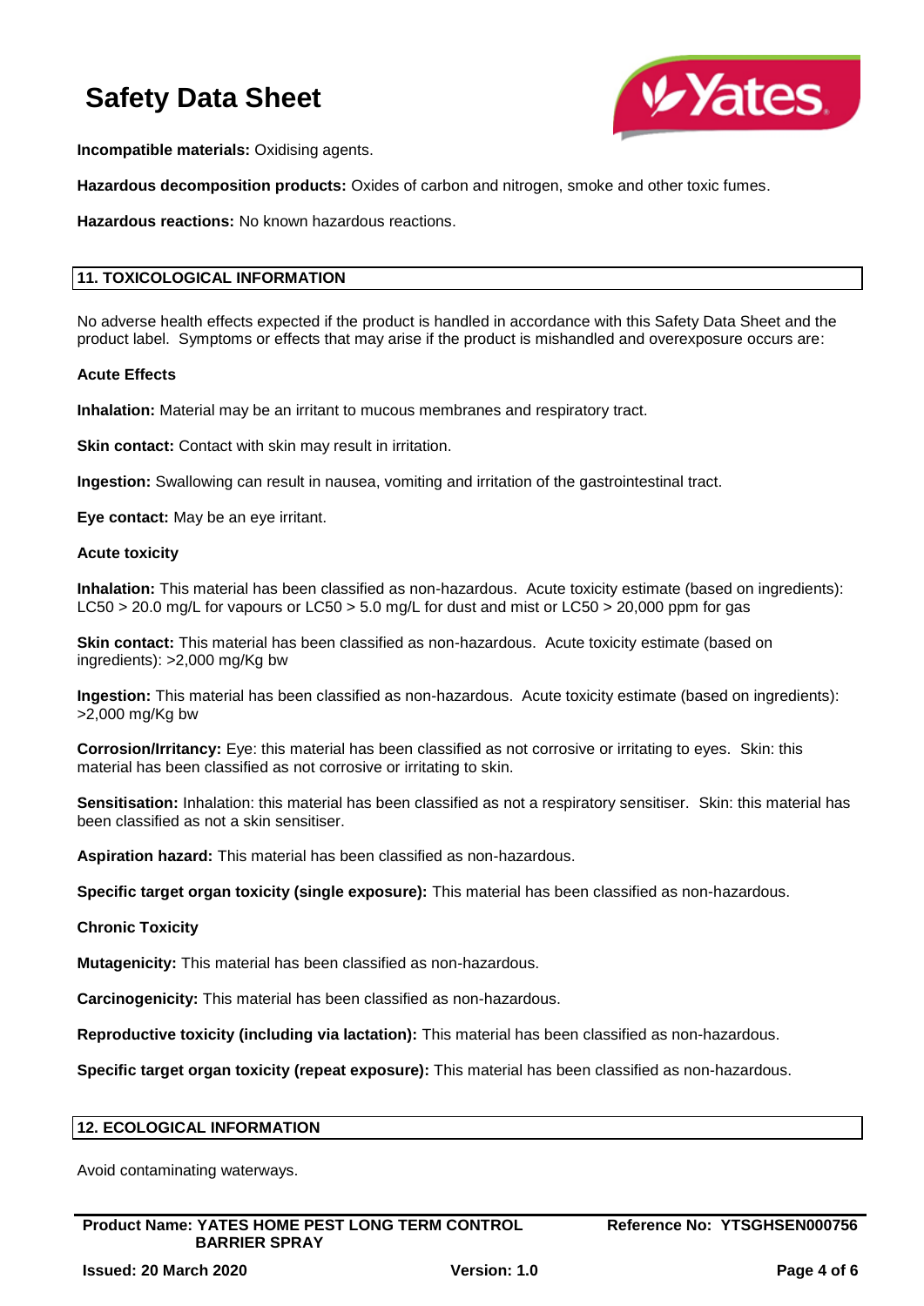**Incompatible materials:** Oxidising agents.

**Hazardous decomposition products:** Oxides of carbon and nitrogen, smoke and other toxic fumes.

**Hazardous reactions:** No known hazardous reactions.

## 11. TOXICOLOGICAL INFORMATION

No adverse health effects expected if the product is handled in accordance with this Safety Data Sheet and the product label. Symptoms or effects that may arise if the product is mishandled and overexposure occurs are:

**Acute Effects**

**Inhalation:** Material may be an irritant to mucous membranes and respiratory tract.

**Skin contact:** Contact with skin may result in irritation.

**Ingestion:** Swallowing can result in nausea, vomiting and irritation of the gastrointestinal tract.

**Eye contact:** May be an eye irritant.

**Acute toxicity**

**Inhalation:** This material has been classified as non-hazardous. Acute toxicity estimate (based on ingredients): LC50 > 20.0 mg/L for vapours or LC50 > 5.0 mg/L for dust and mist or LC50 > 20,000 ppm for gas

**Skin contact:** This material has been classified as non-hazardous. Acute toxicity estimate (based on ingredients): >2,000 mg/Kg bw

**Ingestion:** This material has been classified as non-hazardous. Acute toxicity estimate (based on ingredients): >2,000 mg/Kg bw

**Corrosion/Irritancy:** Eye: this material has been classified as not corrosive or irritating to eyes. Skin: this material has been classified as not corrosive or irritating to skin.

**Sensitisation:** Inhalation: this material has been classified as not a respiratory sensitiser. Skin: this material has been classified as not a skin sensitiser.

**Aspiration hazard:** This material has been classified as non-hazardous.

**Specific target organ toxicity (single exposure):** This material has been classified as non-hazardous.

**Chronic Toxicity**

**Mutagenicity:** This material has been classified as non-hazardous.

**Carcinogenicity:** This material has been classified as non-hazardous.

**Reproductive toxicity (including via lactation):** This material has been classified as non-hazardous.

**Specific target organ toxicity (repeat exposure):** This material has been classified as non-hazardous.

## 12. ECOLOGICAL INFORMATION

Avoid contaminating waterways.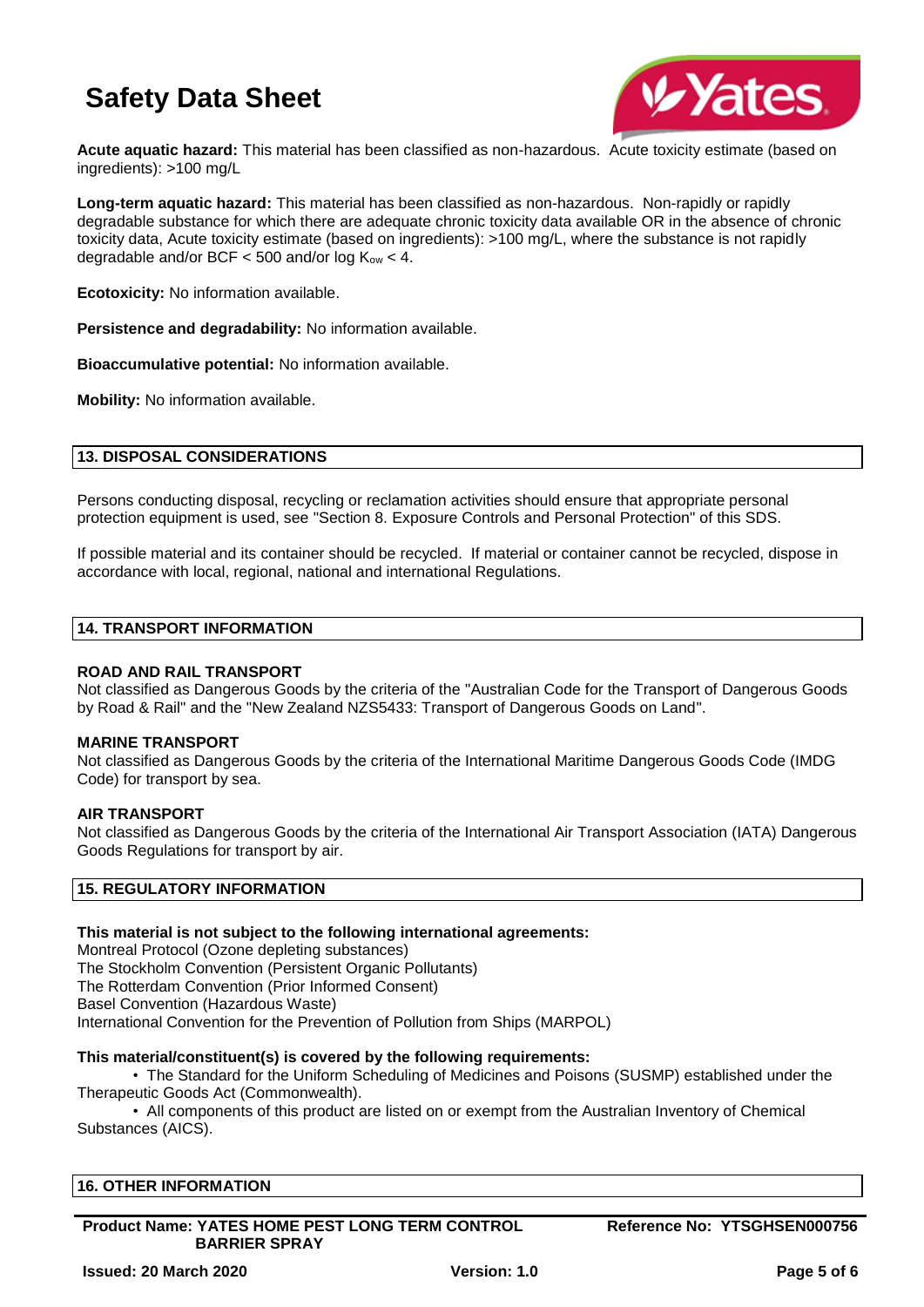**Acute aquatic hazard:** This material has been classified as non-hazardous. Acute toxicity estimate (based on ingredients): >100 mg/L

**Long-term aquatic hazard:** This material has been classified as non-hazardous. Non-rapidly or rapidly degradable substance for which there are adequate chronic toxicity data available OR in the absence of chronic toxicity data, Acute toxicity estimate (based on ingredients): >100 mg/L, where the substance is not rapidly degradable and/or BCF < 500 and/or log $K_{ow}$ < 4.

**Ecotoxicity:** No information available.

**Persistence and degradability:** No information available.

**Bioaccumulative potential:** No information available.

**Mobility:** No information available.

## 13. DISPOSAL CONSIDERATIONS

Persons conducting disposal, recycling or reclamation activities should ensure that appropriate personal protection equipment is used, see "Section 8. Exposure Controls and Personal Protection" of this SDS.

If possible material and its container should be recycled. If material or container cannot be recycled, dispose in accordance with local, regional, national and international Regulations.

## 14. TRANSPORT INFORMATION

**ROAD AND RAIL TRANSPORT**
Not classified as Dangerous Goods by the criteria of the "Australian Code for the Transport of Dangerous Goods by Road & Rail" and the "New Zealand NZS5433: Transport of Dangerous Goods on Land".

**MARINE TRANSPORT**
Not classified as Dangerous Goods by the criteria of the International Maritime Dangerous Goods Code (IMDG Code) for transport by sea.

**AIR TRANSPORT**
Not classified as Dangerous Goods by the criteria of the International Air Transport Association (IATA) Dangerous Goods Regulations for transport by air.

## 15. REGULATORY INFORMATION

**This material is not subject to the following international agreements:**
Montreal Protocol (Ozone depleting substances)
The Stockholm Convention (Persistent Organic Pollutants)
The Rotterdam Convention (Prior Informed Consent)
Basel Convention (Hazardous Waste)
International Convention for the Prevention of Pollution from Ships (MARPOL)

**This material/constituent(s) is covered by the following requirements:**

- The Standard for the Uniform Scheduling of Medicines and Poisons (SUSMP) established under the Therapeutic Goods Act (Commonwealth).
- All components of this product are listed on or exempt from the Australian Inventory of Chemical Substances (AICS).

## 16. OTHER INFORMATION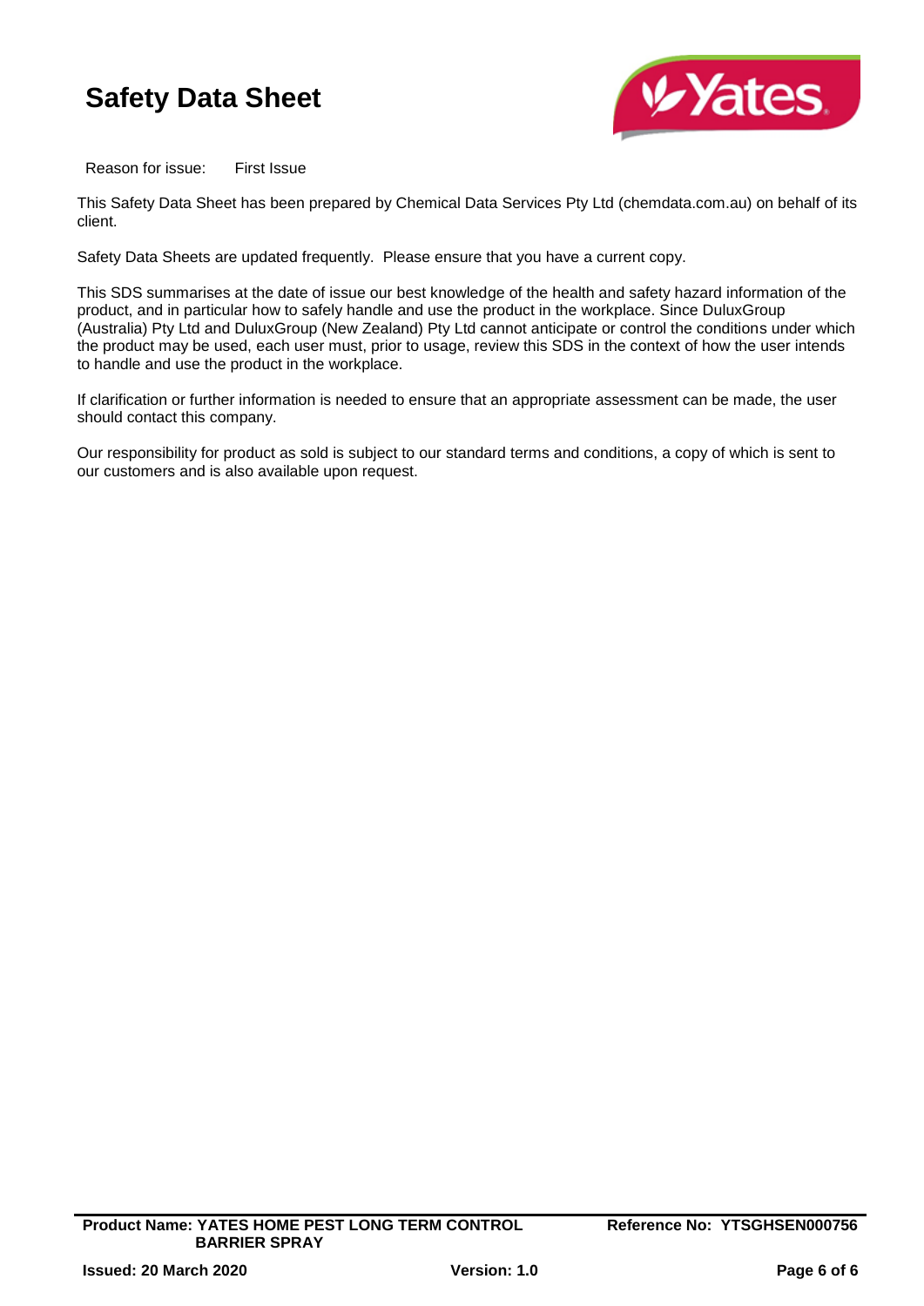Reason for issue: First Issue

This Safety Data Sheet has been prepared by Chemical Data Services Pty Ltd (chemdata.com.au) on behalf of its client.

Safety Data Sheets are updated frequently. Please ensure that you have a current copy.

This SDS summarises at the date of issue our best knowledge of the health and safety hazard information of the product, and in particular how to safely handle and use the product in the workplace. Since DuluxGroup (Australia) Pty Ltd and DuluxGroup (New Zealand) Pty Ltd cannot anticipate or control the conditions under which the product may be used, each user must, prior to usage, review this SDS in the context of how the user intends to handle and use the product in the workplace.

If clarification or further information is needed to ensure that an appropriate assessment can be made, the user should contact this company.

Our responsibility for product as sold is subject to our standard terms and conditions, a copy of which is sent to our customers and is also available upon request.